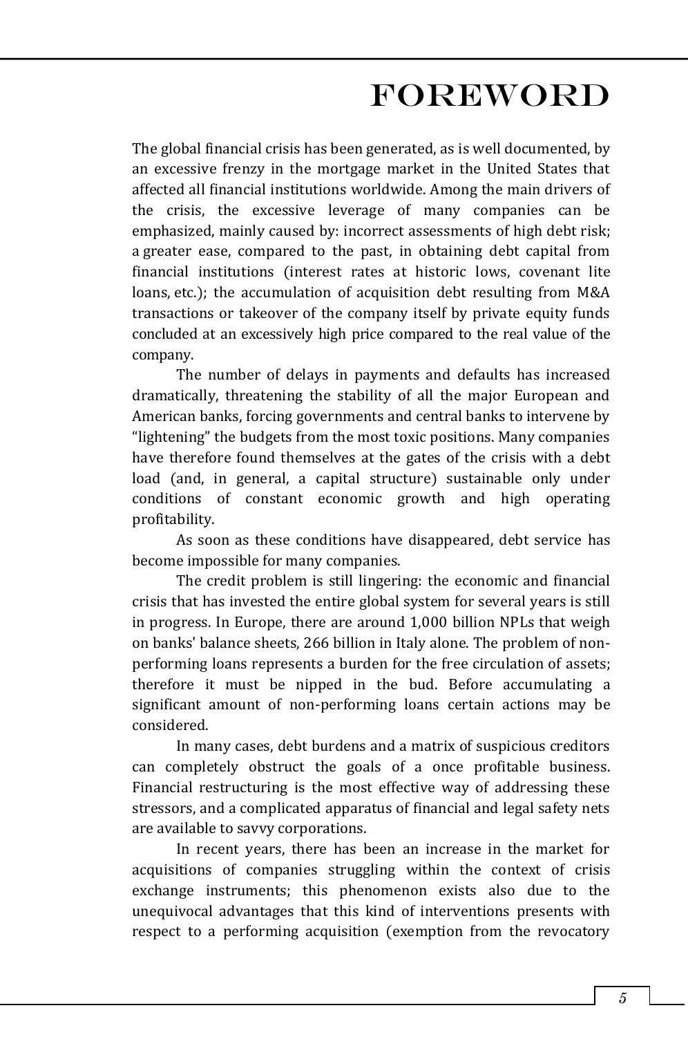# FOREWORD

The global financial crisis has been generated, as is well documented, by an excessive frenzy in the mortgage market in the United States that affected all financial institutions worldwide. Among the main drivers of the crisis, the excessive leverage of many companies can be emphasized, mainly caused by: incorrect assessments of high debt risk; a greater ease, compared to the past, in obtaining debt capital from financial institutions (interest rates at historic lows, covenant lite loans, etc.); the accumulation of acquisition debt resulting from M&A transactions or takeover of the company itself by private equity funds concluded at an excessively high price compared to the real value of the company.

The number of delays in payments and defaults has increased dramatically, threatening the stability of all the major European and American banks, forcing governments and central banks to intervene by "lightening" the budgets from the most toxic positions. Many companies have therefore found themselves at the gates of the crisis with a debt load (and, in general, a capital structure) sustainable only under conditions of constant economic growth and high operating profitability.

As soon as these conditions have disappeared, debt service has become impossible for many companies.

The credit problem is still lingering: the economic and financial crisis that has invested the entire global system for several years is still in progress. In Europe, there are around 1,000 billion NPLs that weigh on banks' balance sheets, 266 billion in Italy alone. The problem of non-performing loans represents a burden for the free circulation of assets; therefore it must be nipped in the bud. Before accumulating a significant amount of non-performing loans certain actions may be considered.

In many cases, debt burdens and a matrix of suspicious creditors can completely obstruct the goals of a once profitable business. Financial restructuring is the most effective way of addressing these stressors, and a complicated apparatus of financial and legal safety nets are available to savvy corporations.

In recent years, there has been an increase in the market for acquisitions of companies struggling within the context of crisis exchange instruments; this phenomenon exists also due to the unequivocal advantages that this kind of interventions presents with respect to a performing acquisition (exemption from the revocatory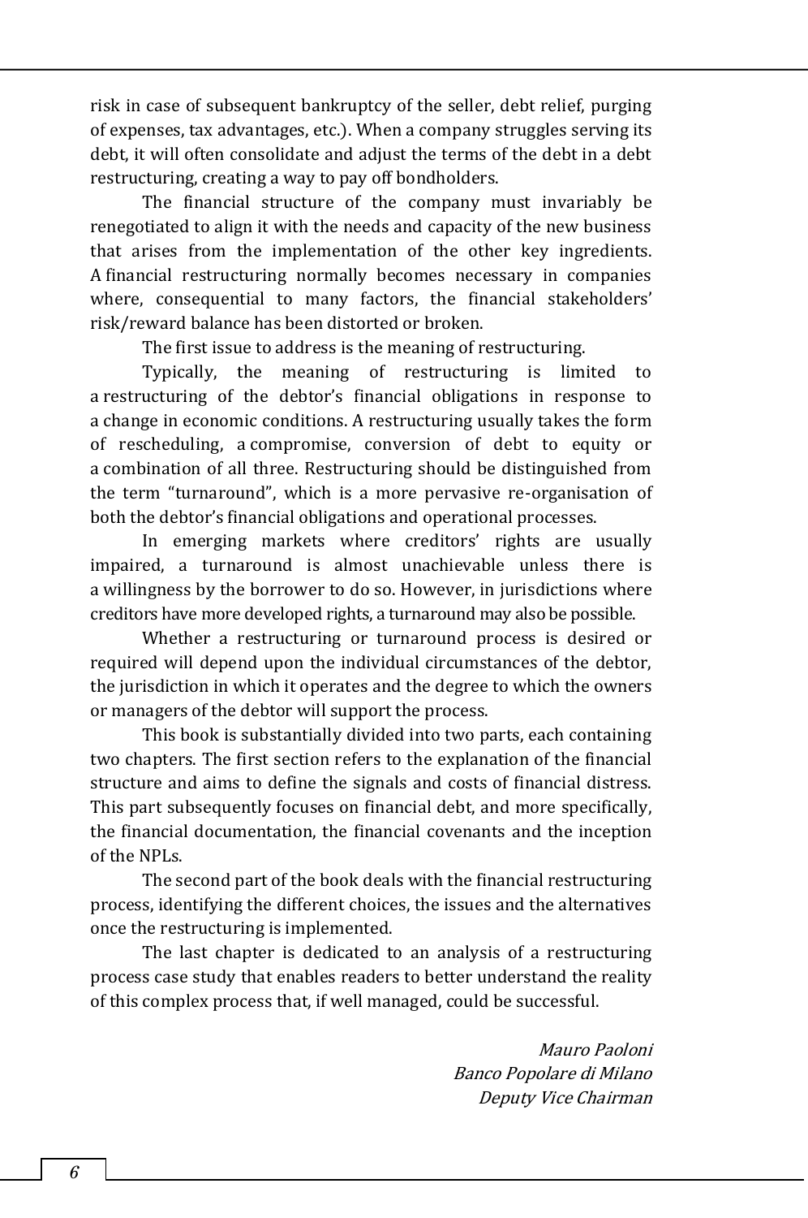risk in case of subsequent bankruptcy of the seller, debt relief, purging of expenses, tax advantages, etc.). When a company struggles serving its debt, it will often consolidate and adjust the terms of the debt in a debt restructuring, creating a way to pay off bondholders.

The financial structure of the company must invariably be renegotiated to align it with the needs and capacity of the new business that arises from the implementation of the other key ingredients. A financial restructuring normally becomes necessary in companies where, consequential to many factors, the financial stakeholders' risk/reward balance has been distorted or broken.

The first issue to address is the meaning of restructuring.

Typically, the meaning of restructuring is limited to a restructuring of the debtor's financial obligations in response to a change in economic conditions. A restructuring usually takes the form of rescheduling, a compromise, conversion of debt to equity or a combination of all three. Restructuring should be distinguished from the term "turnaround", which is a more pervasive re-organisation of both the debtor's financial obligations and operational processes.

In emerging markets where creditors' rights are usually impaired, a turnaround is almost unachievable unless there is a willingness by the borrower to do so. However, in jurisdictions where creditors have more developed rights, a turnaround may also be possible.

Whether a restructuring or turnaround process is desired or required will depend upon the individual circumstances of the debtor, the jurisdiction in which it operates and the degree to which the owners or managers of the debtor will support the process.

This book is substantially divided into two parts, each containing two chapters. The first section refers to the explanation of the financial structure and aims to define the signals and costs of financial distress. This part subsequently focuses on financial debt, and more specifically, the financial documentation, the financial covenants and the inception of the NPLs.

The second part of the book deals with the financial restructuring process, identifying the different choices, the issues and the alternatives once the restructuring is implemented.

The last chapter is dedicated to an analysis of a restructuring process case study that enables readers to better understand the reality of this complex process that, if well managed, could be successful.

*Mauro Paoloni*
*Banco Popolare di Milano*
*Deputy Vice Chairman*